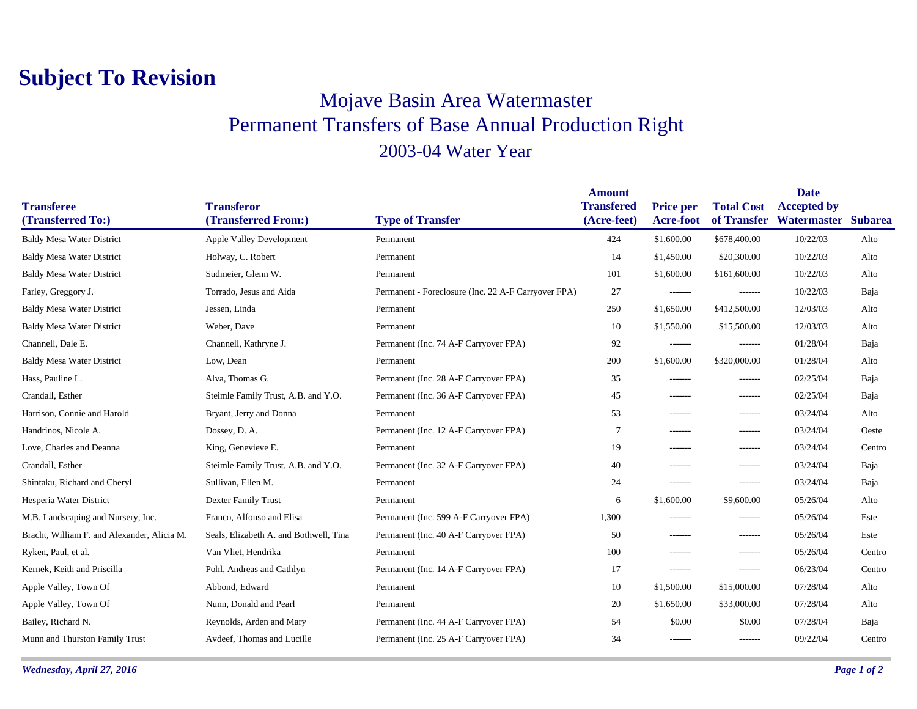# Subject To Revision

## Mojave Basin Area Watermaster
## Permanent Transfers of Base Annual Production Right
## 2003-04 Water Year

| Transferee (Transferred To:) | Transferor (Transferred From:) | Type of Transfer | Amount Transfered (Acre-feet) | Price per Acre-foot | Total Cost of Transfer | Date Accepted by Watermaster | Subarea |
|---|---|---|---|---|---|---|---|
| Baldy Mesa Water District | Apple Valley Development | Permanent | 424 | $1,600.00 | $678,400.00 | 10/22/03 | Alto |
| Baldy Mesa Water District | Holway, C. Robert | Permanent | 14 | $1,450.00 | $20,300.00 | 10/22/03 | Alto |
| Baldy Mesa Water District | Sudmeier, Glenn W. | Permanent | 101 | $1,600.00 | $161,600.00 | 10/22/03 | Alto |
| Farley, Greggory J. | Torrado, Jesus and Aida | Permanent - Foreclosure (Inc. 22 A-F Carryover FPA) | 27 | ------- | ------- | 10/22/03 | Baja |
| Baldy Mesa Water District | Jessen, Linda | Permanent | 250 | $1,650.00 | $412,500.00 | 12/03/03 | Alto |
| Baldy Mesa Water District | Weber, Dave | Permanent | 10 | $1,550.00 | $15,500.00 | 12/03/03 | Alto |
| Channell, Dale E. | Channell, Kathryne J. | Permanent (Inc. 74 A-F Carryover FPA) | 92 | ------- | ------- | 01/28/04 | Baja |
| Baldy Mesa Water District | Low, Dean | Permanent | 200 | $1,600.00 | $320,000.00 | 01/28/04 | Alto |
| Hass, Pauline L. | Alva, Thomas G. | Permanent (Inc. 28 A-F Carryover FPA) | 35 | ------- | ------- | 02/25/04 | Baja |
| Crandall, Esther | Steimle Family Trust, A.B. and Y.O. | Permanent (Inc. 36 A-F Carryover FPA) | 45 | ------- | ------- | 02/25/04 | Baja |
| Harrison, Connie and Harold | Bryant, Jerry and Donna | Permanent | 53 | ------- | ------- | 03/24/04 | Alto |
| Handrinos, Nicole A. | Dossey, D. A. | Permanent (Inc. 12 A-F Carryover FPA) | 7 | ------- | ------- | 03/24/04 | Oeste |
| Love, Charles and Deanna | King, Genevieve E. | Permanent | 19 | ------- | ------- | 03/24/04 | Centro |
| Crandall, Esther | Steimle Family Trust, A.B. and Y.O. | Permanent (Inc. 32 A-F Carryover FPA) | 40 | ------- | ------- | 03/24/04 | Baja |
| Shintaku, Richard and Cheryl | Sullivan, Ellen M. | Permanent | 24 | ------- | ------- | 03/24/04 | Baja |
| Hesperia Water District | Dexter Family Trust | Permanent | 6 | $1,600.00 | $9,600.00 | 05/26/04 | Alto |
| M.B. Landscaping and Nursery, Inc. | Franco, Alfonso and Elisa | Permanent (Inc. 599 A-F Carryover FPA) | 1,300 | ------- | ------- | 05/26/04 | Este |
| Bracht, William F. and Alexander, Alicia M. | Seals, Elizabeth A. and Bothwell, Tina | Permanent (Inc. 40 A-F Carryover FPA) | 50 | ------- | ------- | 05/26/04 | Este |
| Ryken, Paul, et al. | Van Vliet, Hendrika | Permanent | 100 | ------- | ------- | 05/26/04 | Centro |
| Kernek, Keith and Priscilla | Pohl, Andreas and Cathlyn | Permanent (Inc. 14 A-F Carryover FPA) | 17 | ------- | ------- | 06/23/04 | Centro |
| Apple Valley, Town Of | Abbond, Edward | Permanent | 10 | $1,500.00 | $15,000.00 | 07/28/04 | Alto |
| Apple Valley, Town Of | Nunn, Donald and Pearl | Permanent | 20 | $1,650.00 | $33,000.00 | 07/28/04 | Alto |
| Bailey, Richard N. | Reynolds, Arden and Mary | Permanent (Inc. 44 A-F Carryover FPA) | 54 | $0.00 | $0.00 | 07/28/04 | Baja |
| Munn and Thurston Family Trust | Avdeef, Thomas and Lucille | Permanent (Inc. 25 A-F Carryover FPA) | 34 | ------- | ------- | 09/22/04 | Centro |

*Wednesday, April 27, 2016*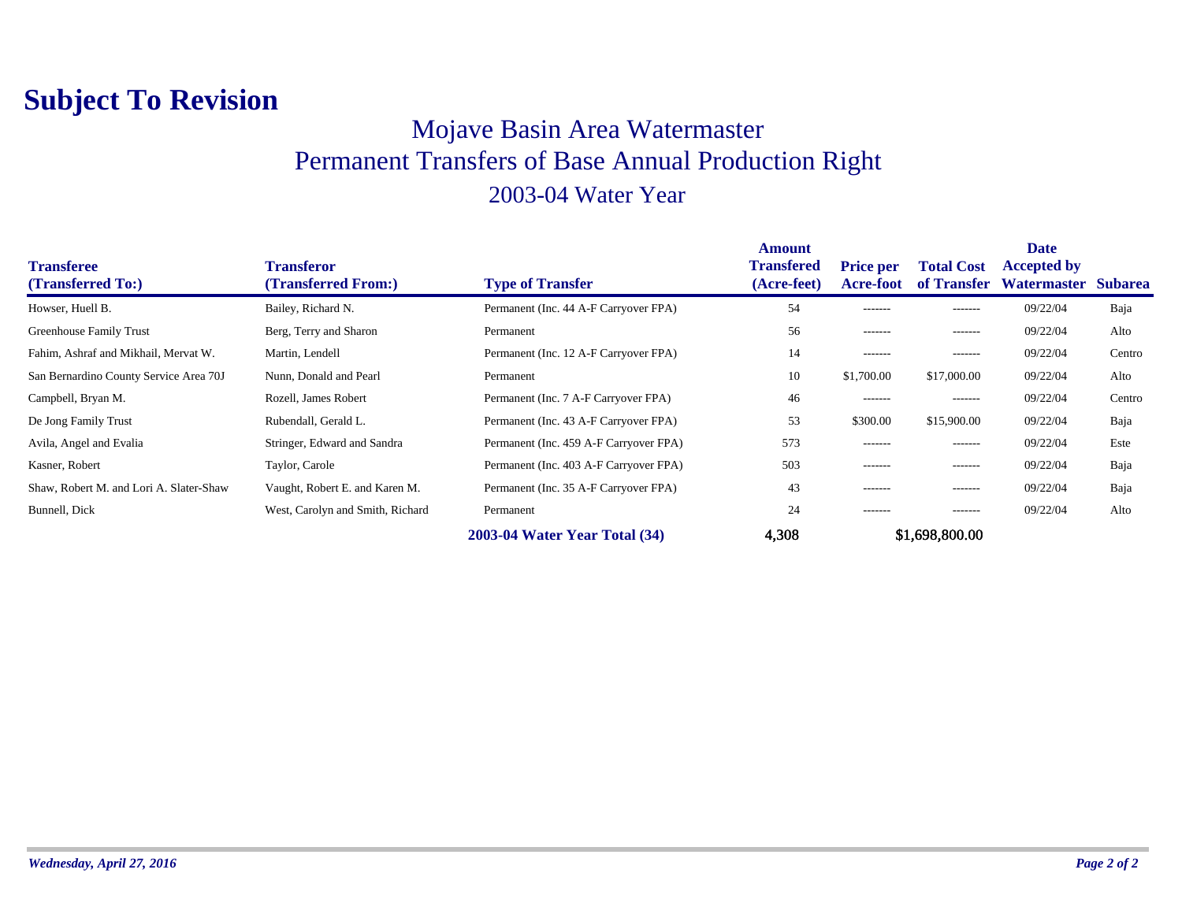# Subject To Revision

## Mojave Basin Area Watermaster
## Permanent Transfers of Base Annual Production Right
## 2003-04 Water Year

| Transferee (Transferred To:) | Transferor (Transferred From:) | Type of Transfer | Amount Transfered (Acre-feet) | Price per Acre-foot | Total Cost of Transfer | Date Accepted by Watermaster | Subarea |
|---|---|---|---|---|---|---|---|
| Howser, Huell B. | Bailey, Richard N. | Permanent (Inc. 44 A-F Carryover FPA) | 54 | ------- | ------- | 09/22/04 | Baja |
| Greenhouse Family Trust | Berg, Terry and Sharon | Permanent | 56 | ------- | ------- | 09/22/04 | Alto |
| Fahim, Ashraf and Mikhail, Mervat W. | Martin, Lendell | Permanent (Inc. 12 A-F Carryover FPA) | 14 | ------- | ------- | 09/22/04 | Centro |
| San Bernardino County Service Area 70J | Nunn, Donald and Pearl | Permanent | 10 | $1,700.00 | $17,000.00 | 09/22/04 | Alto |
| Campbell, Bryan M. | Rozell, James Robert | Permanent (Inc. 7 A-F Carryover FPA) | 46 | ------- | ------- | 09/22/04 | Centro |
| De Jong Family Trust | Rubendall, Gerald L. | Permanent (Inc. 43 A-F Carryover FPA) | 53 | $300.00 | $15,900.00 | 09/22/04 | Baja |
| Avila, Angel and Evalia | Stringer, Edward and Sandra | Permanent (Inc. 459 A-F Carryover FPA) | 573 | ------- | ------- | 09/22/04 | Este |
| Kasner, Robert | Taylor, Carole | Permanent (Inc. 403 A-F Carryover FPA) | 503 | ------- | ------- | 09/22/04 | Baja |
| Shaw, Robert M. and Lori A. Slater-Shaw | Vaught, Robert E. and Karen M. | Permanent (Inc. 35 A-F Carryover FPA) | 43 | ------- | ------- | 09/22/04 | Baja |
| Bunnell, Dick | West, Carolyn and Smith, Richard | Permanent | 24 | ------- | ------- | 09/22/04 | Alto |
| | | **2003-04 Water Year Total (34)** | 4,308 | | $1,698,800.00 | | |

*Wednesday, April 27, 2016*